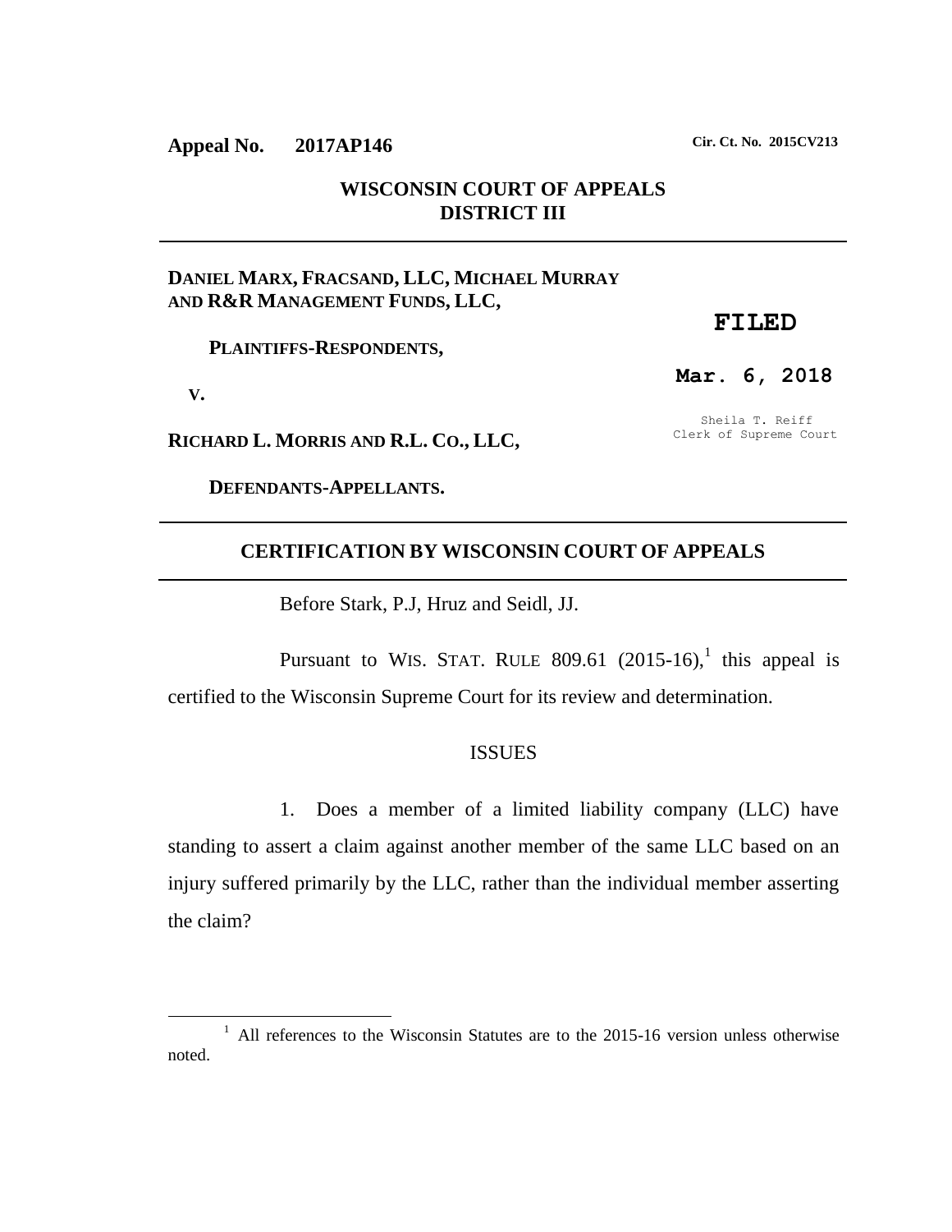**Appeal No. 2017AP146** **Cir. Ct. No. 2015CV213**

**WISCONSIN COURT OF APPEALS**
**DISTRICT III**

---

**DANIEL MARX, FRACSAND, LLC, MICHAEL MURRAY AND R&R MANAGEMENT FUNDS, LLC,**

**PLAINTIFFS-RESPONDENTS,**

**V.**

**RICHARD L. MORRIS AND R.L. CO., LLC,**

**DEFENDANTS-APPELLANTS.**

**FILED**

**Mar. 6, 2018**

Sheila T. Reiff
Clerk of Supreme Court

---

**CERTIFICATION BY WISCONSIN COURT OF APPEALS**

---

Before Stark, P.J, Hruz and Seidl, JJ.

Pursuant to WIS. STAT. RULE 809.61 (2015-16),[1] this appeal is certified to the Wisconsin Supreme Court for its review and determination.

ISSUES

1. Does a member of a limited liability company (LLC) have standing to assert a claim against another member of the same LLC based on an injury suffered primarily by the LLC, rather than the individual member asserting the claim?

---

[1] All references to the Wisconsin Statutes are to the 2015-16 version unless otherwise noted.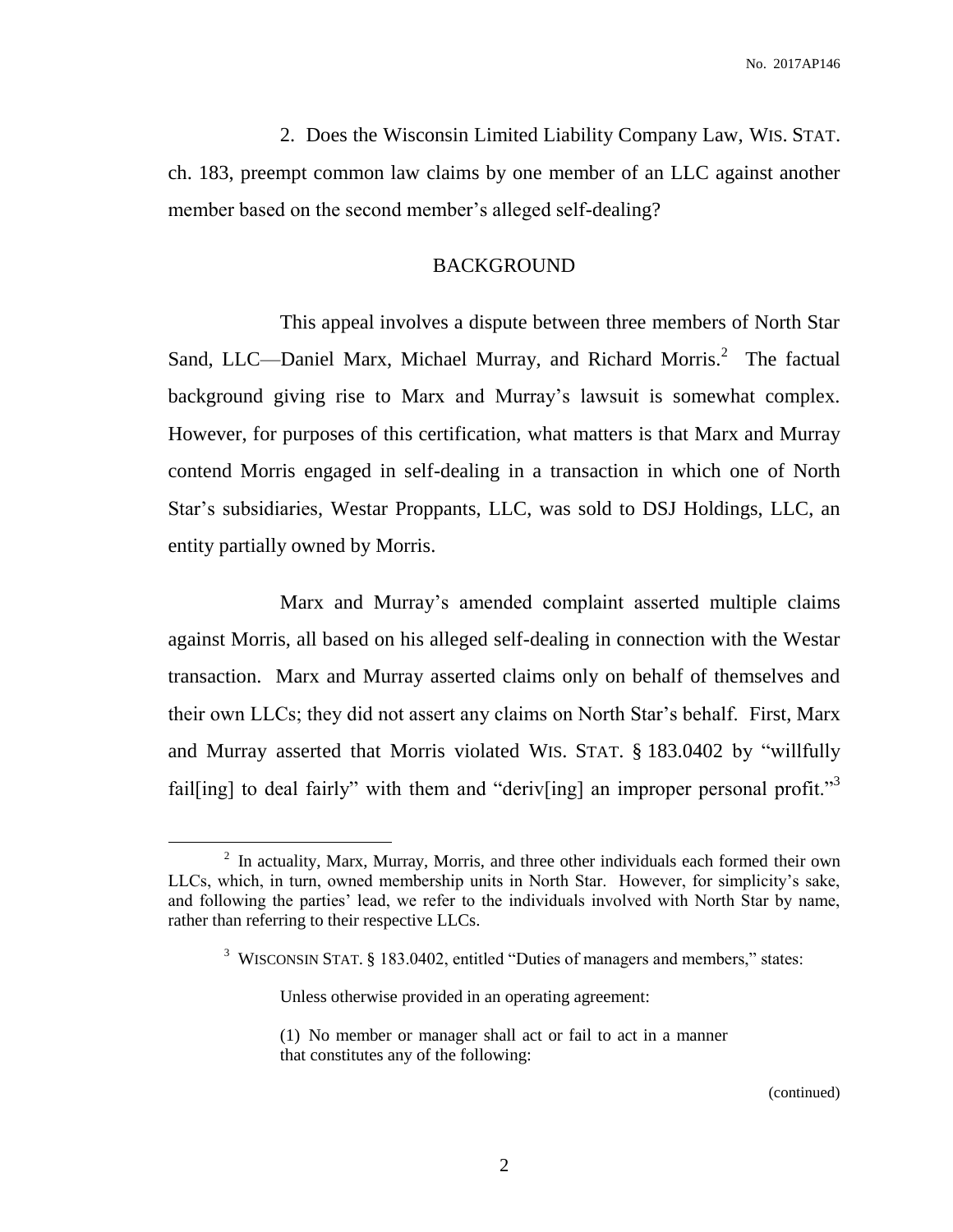2. Does the Wisconsin Limited Liability Company Law, WIS. STAT. ch. 183, preempt common law claims by one member of an LLC against another member based on the second member's alleged self-dealing?

## BACKGROUND

This appeal involves a dispute between three members of North Star Sand, LLC—Daniel Marx, Michael Murray, and Richard Morris.[2] The factual background giving rise to Marx and Murray's lawsuit is somewhat complex. However, for purposes of this certification, what matters is that Marx and Murray contend Morris engaged in self-dealing in a transaction in which one of North Star's subsidiaries, Westar Proppants, LLC, was sold to DSJ Holdings, LLC, an entity partially owned by Morris.

Marx and Murray's amended complaint asserted multiple claims against Morris, all based on his alleged self-dealing in connection with the Westar transaction. Marx and Murray asserted claims only on behalf of themselves and their own LLCs; they did not assert any claims on North Star's behalf. First, Marx and Murray asserted that Morris violated WIS. STAT. § 183.0402 by "willfully fail[ing] to deal fairly" with them and "deriv[ing] an improper personal profit."[3]

---

[2] In actuality, Marx, Murray, Morris, and three other individuals each formed their own LLCs, which, in turn, owned membership units in North Star. However, for simplicity's sake, and following the parties' lead, we refer to the individuals involved with North Star by name, rather than referring to their respective LLCs.

[3] WISCONSIN STAT. § 183.0402, entitled "Duties of managers and members," states:

> Unless otherwise provided in an operating agreement:
>
> (1) No member or manager shall act or fail to act in a manner that constitutes any of the following:

(continued)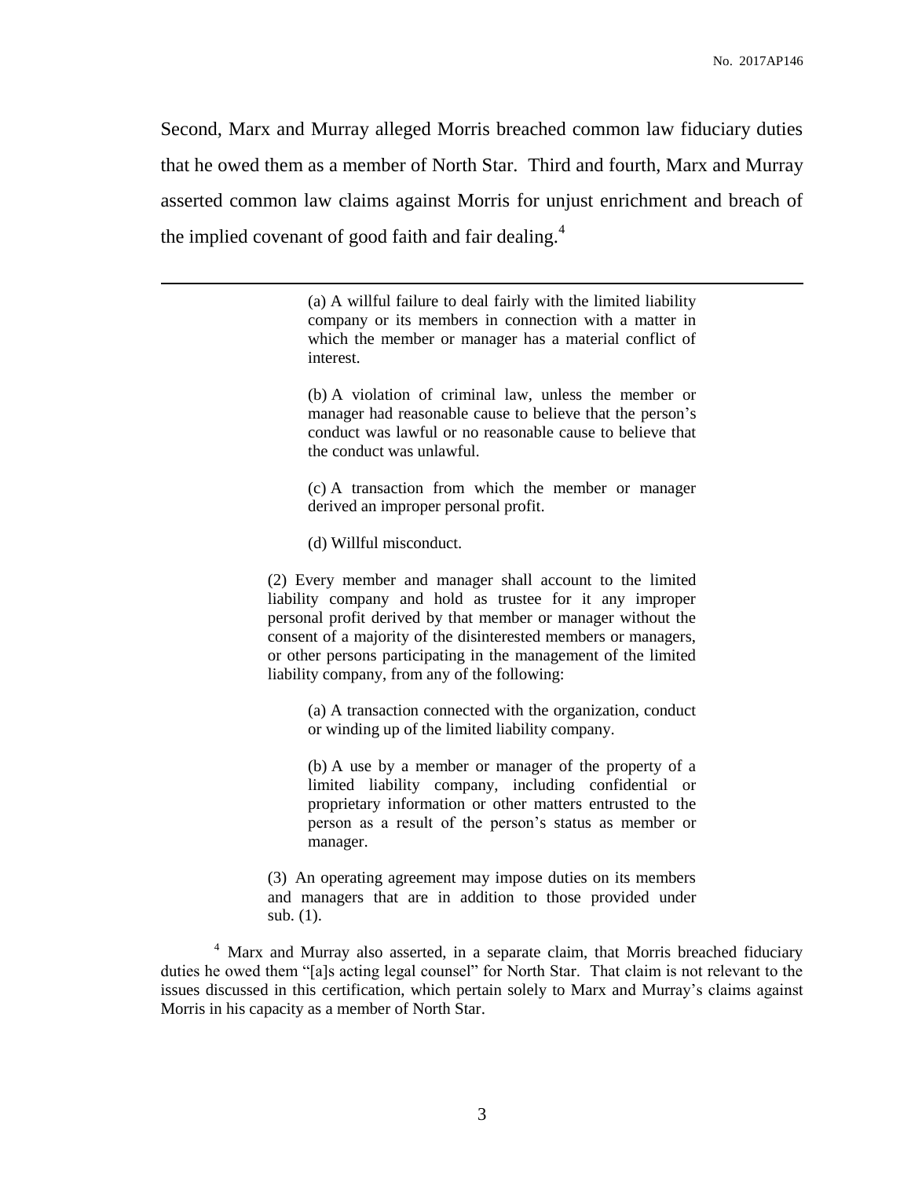Second, Marx and Murray alleged Morris breached common law fiduciary duties that he owed them as a member of North Star. Third and fourth, Marx and Murray asserted common law claims against Morris for unjust enrichment and breach of the implied covenant of good faith and fair dealing.[4]

---

> (a) A willful failure to deal fairly with the limited liability company or its members in connection with a matter in which the member or manager has a material conflict of interest.
>
> (b) A violation of criminal law, unless the member or manager had reasonable cause to believe that the person's conduct was lawful or no reasonable cause to believe that the conduct was unlawful.
>
> (c) A transaction from which the member or manager derived an improper personal profit.
>
> (d) Willful misconduct.
>
> (2) Every member and manager shall account to the limited liability company and hold as trustee for it any improper personal profit derived by that member or manager without the consent of a majority of the disinterested members or managers, or other persons participating in the management of the limited liability company, from any of the following:
>
> (a) A transaction connected with the organization, conduct or winding up of the limited liability company.
>
> (b) A use by a member or manager of the property of a limited liability company, including confidential or proprietary information or other matters entrusted to the person as a result of the person's status as member or manager.
>
> (3) An operating agreement may impose duties on its members and managers that are in addition to those provided under sub. (1).

[4] Marx and Murray also asserted, in a separate claim, that Morris breached fiduciary duties he owed them "[a]s acting legal counsel" for North Star. That claim is not relevant to the issues discussed in this certification, which pertain solely to Marx and Murray's claims against Morris in his capacity as a member of North Star.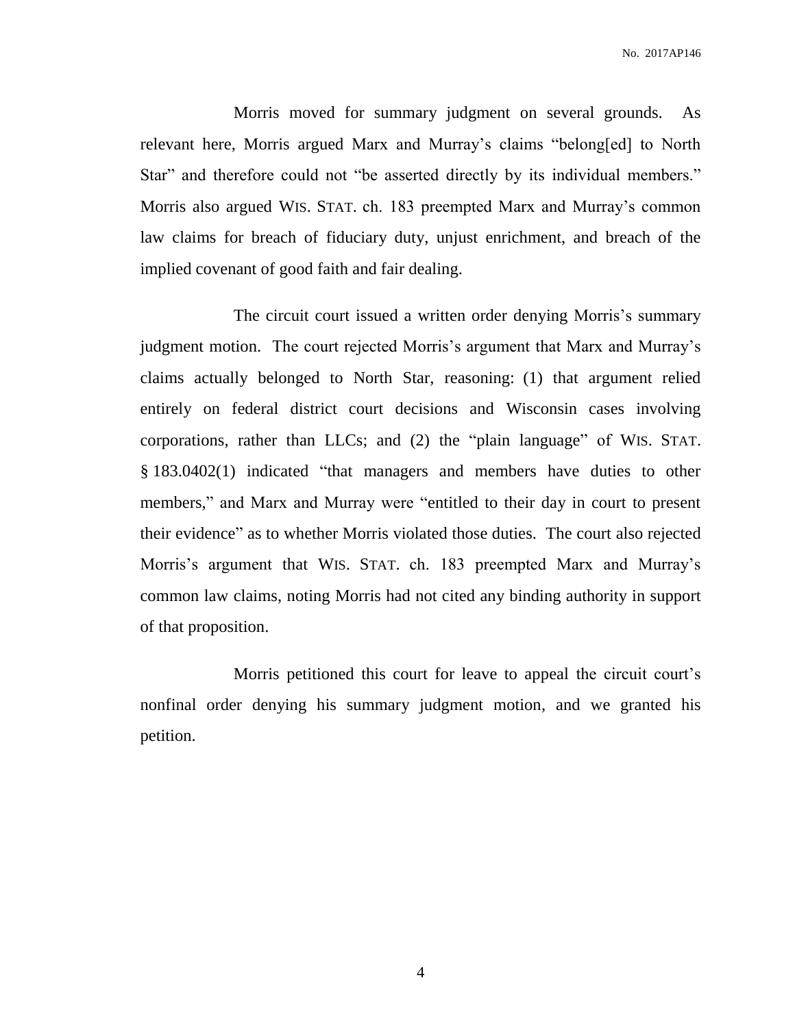Morris moved for summary judgment on several grounds. As relevant here, Morris argued Marx and Murray's claims "belong[ed] to North Star" and therefore could not "be asserted directly by its individual members." Morris also argued WIS. STAT. ch. 183 preempted Marx and Murray's common law claims for breach of fiduciary duty, unjust enrichment, and breach of the implied covenant of good faith and fair dealing.

The circuit court issued a written order denying Morris's summary judgment motion. The court rejected Morris's argument that Marx and Murray's claims actually belonged to North Star, reasoning: (1) that argument relied entirely on federal district court decisions and Wisconsin cases involving corporations, rather than LLCs; and (2) the "plain language" of WIS. STAT. § 183.0402(1) indicated "that managers and members have duties to other members," and Marx and Murray were "entitled to their day in court to present their evidence" as to whether Morris violated those duties. The court also rejected Morris's argument that WIS. STAT. ch. 183 preempted Marx and Murray's common law claims, noting Morris had not cited any binding authority in support of that proposition.

Morris petitioned this court for leave to appeal the circuit court's nonfinal order denying his summary judgment motion, and we granted his petition.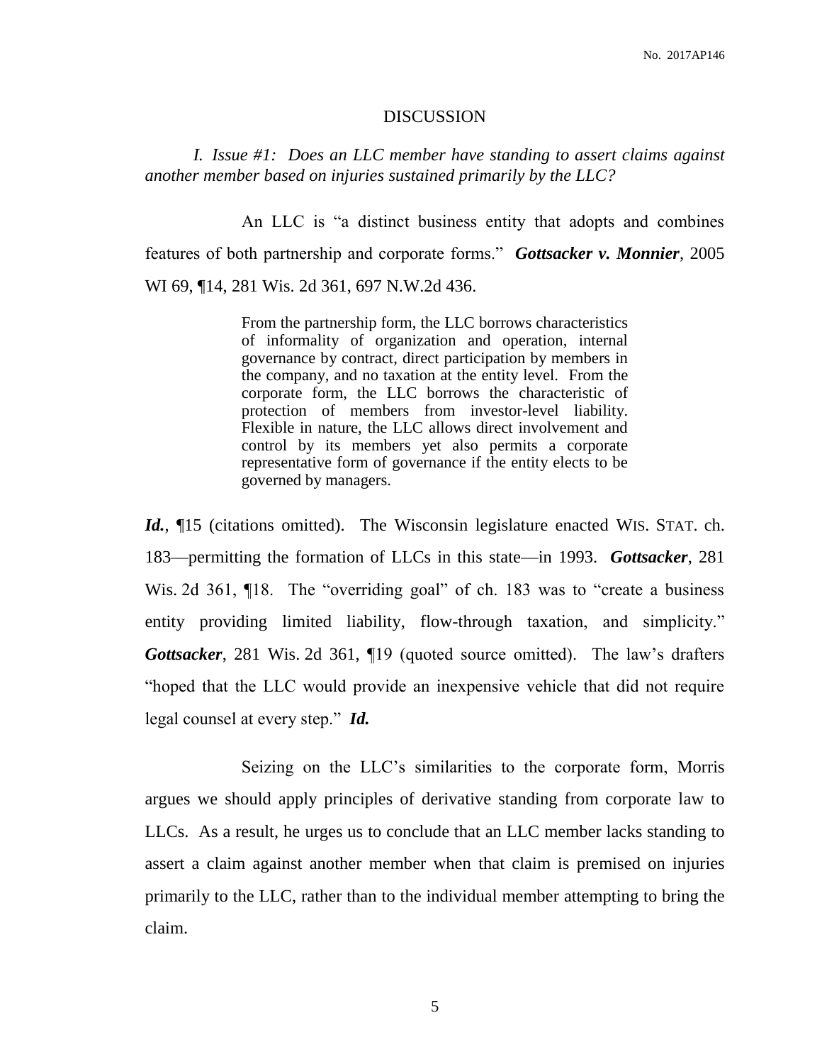## DISCUSSION

*I. Issue #1: Does an LLC member have standing to assert claims against another member based on injuries sustained primarily by the LLC?*

An LLC is "a distinct business entity that adopts and combines features of both partnership and corporate forms." ***Gottsacker v. Monnier***, 2005 WI 69, ¶14, 281 Wis. 2d 361, 697 N.W.2d 436.

> From the partnership form, the LLC borrows characteristics of informality of organization and operation, internal governance by contract, direct participation by members in the company, and no taxation at the entity level. From the corporate form, the LLC borrows the characteristic of protection of members from investor-level liability. Flexible in nature, the LLC allows direct involvement and control by its members yet also permits a corporate representative form of governance if the entity elects to be governed by managers.

***Id.***, ¶15 (citations omitted). The Wisconsin legislature enacted WIS. STAT. ch. 183—permitting the formation of LLCs in this state—in 1993. ***Gottsacker***, 281 Wis. 2d 361, ¶18. The "overriding goal" of ch. 183 was to "create a business entity providing limited liability, flow-through taxation, and simplicity." ***Gottsacker***, 281 Wis. 2d 361, ¶19 (quoted source omitted). The law's drafters "hoped that the LLC would provide an inexpensive vehicle that did not require legal counsel at every step." ***Id.***

Seizing on the LLC's similarities to the corporate form, Morris argues we should apply principles of derivative standing from corporate law to LLCs. As a result, he urges us to conclude that an LLC member lacks standing to assert a claim against another member when that claim is premised on injuries primarily to the LLC, rather than to the individual member attempting to bring the claim.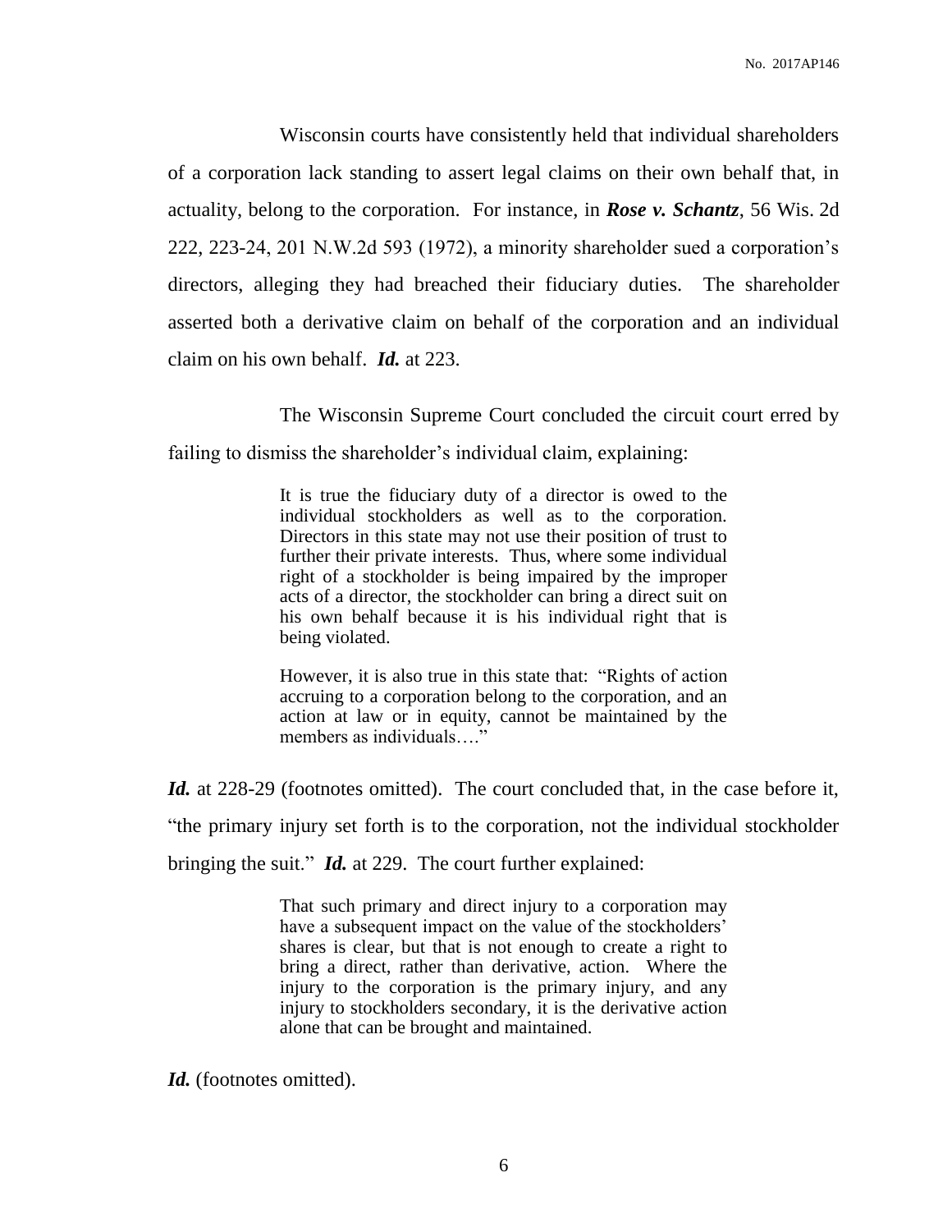Wisconsin courts have consistently held that individual shareholders of a corporation lack standing to assert legal claims on their own behalf that, in actuality, belong to the corporation. For instance, in ***Rose v. Schantz***, 56 Wis. 2d 222, 223-24, 201 N.W.2d 593 (1972), a minority shareholder sued a corporation's directors, alleging they had breached their fiduciary duties. The shareholder asserted both a derivative claim on behalf of the corporation and an individual claim on his own behalf. ***Id.*** at 223.

The Wisconsin Supreme Court concluded the circuit court erred by failing to dismiss the shareholder's individual claim, explaining:

> It is true the fiduciary duty of a director is owed to the individual stockholders as well as to the corporation. Directors in this state may not use their position of trust to further their private interests. Thus, where some individual right of a stockholder is being impaired by the improper acts of a director, the stockholder can bring a direct suit on his own behalf because it is his individual right that is being violated.
>
> However, it is also true in this state that: "Rights of action accruing to a corporation belong to the corporation, and an action at law or in equity, cannot be maintained by the members as individuals…."

***Id.*** at 228-29 (footnotes omitted). The court concluded that, in the case before it, "the primary injury set forth is to the corporation, not the individual stockholder bringing the suit." ***Id.*** at 229. The court further explained:

> That such primary and direct injury to a corporation may have a subsequent impact on the value of the stockholders' shares is clear, but that is not enough to create a right to bring a direct, rather than derivative, action. Where the injury to the corporation is the primary injury, and any injury to stockholders secondary, it is the derivative action alone that can be brought and maintained.

***Id.*** (footnotes omitted).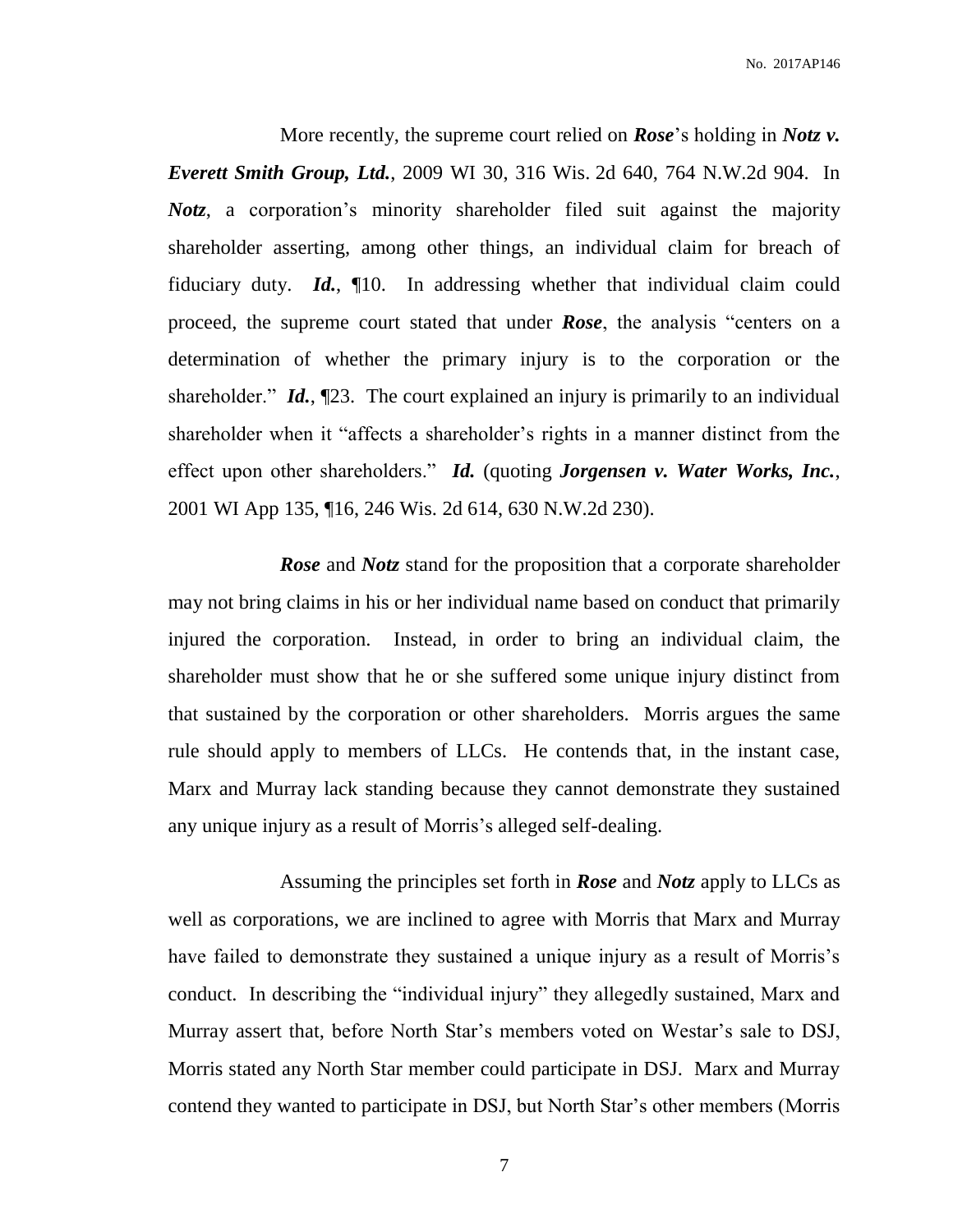More recently, the supreme court relied on ***Rose***'s holding in ***Notz v. Everett Smith Group, Ltd.***, 2009 WI 30, 316 Wis. 2d 640, 764 N.W.2d 904. In ***Notz***, a corporation's minority shareholder filed suit against the majority shareholder asserting, among other things, an individual claim for breach of fiduciary duty. ***Id.***, ¶10. In addressing whether that individual claim could proceed, the supreme court stated that under ***Rose***, the analysis "centers on a determination of whether the primary injury is to the corporation or the shareholder." ***Id.***, ¶23. The court explained an injury is primarily to an individual shareholder when it "affects a shareholder's rights in a manner distinct from the effect upon other shareholders." ***Id.*** (quoting ***Jorgensen v. Water Works, Inc.***, 2001 WI App 135, ¶16, 246 Wis. 2d 614, 630 N.W.2d 230).

***Rose*** and ***Notz*** stand for the proposition that a corporate shareholder may not bring claims in his or her individual name based on conduct that primarily injured the corporation. Instead, in order to bring an individual claim, the shareholder must show that he or she suffered some unique injury distinct from that sustained by the corporation or other shareholders. Morris argues the same rule should apply to members of LLCs. He contends that, in the instant case, Marx and Murray lack standing because they cannot demonstrate they sustained any unique injury as a result of Morris's alleged self-dealing.

Assuming the principles set forth in ***Rose*** and ***Notz*** apply to LLCs as well as corporations, we are inclined to agree with Morris that Marx and Murray have failed to demonstrate they sustained a unique injury as a result of Morris's conduct. In describing the "individual injury" they allegedly sustained, Marx and Murray assert that, before North Star's members voted on Westar's sale to DSJ, Morris stated any North Star member could participate in DSJ. Marx and Murray contend they wanted to participate in DSJ, but North Star's other members (Morris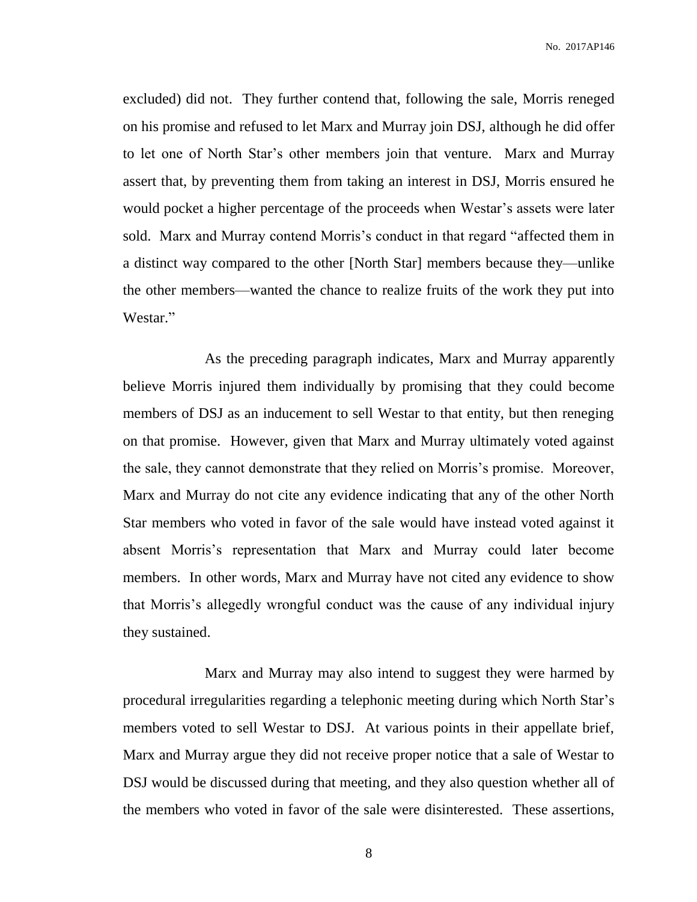excluded) did not. They further contend that, following the sale, Morris reneged on his promise and refused to let Marx and Murray join DSJ, although he did offer to let one of North Star's other members join that venture. Marx and Murray assert that, by preventing them from taking an interest in DSJ, Morris ensured he would pocket a higher percentage of the proceeds when Westar's assets were later sold. Marx and Murray contend Morris's conduct in that regard "affected them in a distinct way compared to the other [North Star] members because they—unlike the other members—wanted the chance to realize fruits of the work they put into Westar."

As the preceding paragraph indicates, Marx and Murray apparently believe Morris injured them individually by promising that they could become members of DSJ as an inducement to sell Westar to that entity, but then reneging on that promise. However, given that Marx and Murray ultimately voted against the sale, they cannot demonstrate that they relied on Morris's promise. Moreover, Marx and Murray do not cite any evidence indicating that any of the other North Star members who voted in favor of the sale would have instead voted against it absent Morris's representation that Marx and Murray could later become members. In other words, Marx and Murray have not cited any evidence to show that Morris's allegedly wrongful conduct was the cause of any individual injury they sustained.

Marx and Murray may also intend to suggest they were harmed by procedural irregularities regarding a telephonic meeting during which North Star's members voted to sell Westar to DSJ. At various points in their appellate brief, Marx and Murray argue they did not receive proper notice that a sale of Westar to DSJ would be discussed during that meeting, and they also question whether all of the members who voted in favor of the sale were disinterested. These assertions,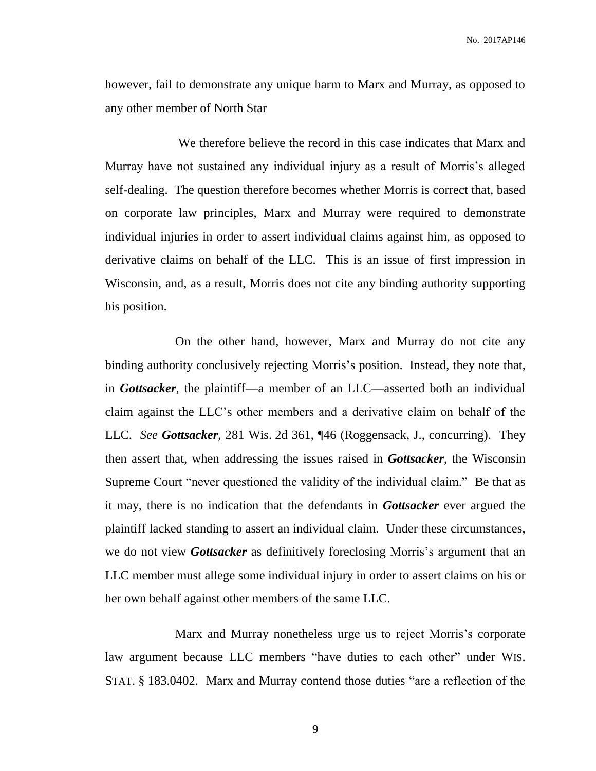however, fail to demonstrate any unique harm to Marx and Murray, as opposed to any other member of North Star

We therefore believe the record in this case indicates that Marx and Murray have not sustained any individual injury as a result of Morris's alleged self-dealing. The question therefore becomes whether Morris is correct that, based on corporate law principles, Marx and Murray were required to demonstrate individual injuries in order to assert individual claims against him, as opposed to derivative claims on behalf of the LLC. This is an issue of first impression in Wisconsin, and, as a result, Morris does not cite any binding authority supporting his position.

On the other hand, however, Marx and Murray do not cite any binding authority conclusively rejecting Morris's position. Instead, they note that, in ***Gottsacker***, the plaintiff—a member of an LLC—asserted both an individual claim against the LLC's other members and a derivative claim on behalf of the LLC. *See* ***Gottsacker***, 281 Wis. 2d 361, ¶46 (Roggensack, J., concurring). They then assert that, when addressing the issues raised in ***Gottsacker***, the Wisconsin Supreme Court "never questioned the validity of the individual claim." Be that as it may, there is no indication that the defendants in ***Gottsacker*** ever argued the plaintiff lacked standing to assert an individual claim. Under these circumstances, we do not view ***Gottsacker*** as definitively foreclosing Morris's argument that an LLC member must allege some individual injury in order to assert claims on his or her own behalf against other members of the same LLC.

Marx and Murray nonetheless urge us to reject Morris's corporate law argument because LLC members "have duties to each other" under WIS. STAT. § 183.0402. Marx and Murray contend those duties "are a reflection of the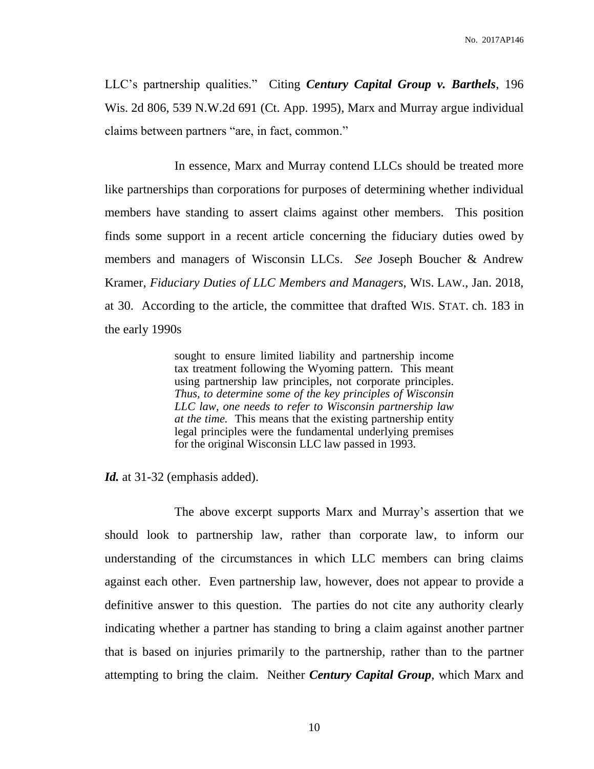LLC's partnership qualities." Citing ***Century Capital Group v. Barthels***, 196 Wis. 2d 806, 539 N.W.2d 691 (Ct. App. 1995), Marx and Murray argue individual claims between partners "are, in fact, common."

In essence, Marx and Murray contend LLCs should be treated more like partnerships than corporations for purposes of determining whether individual members have standing to assert claims against other members. This position finds some support in a recent article concerning the fiduciary duties owed by members and managers of Wisconsin LLCs. *See* Joseph Boucher & Andrew Kramer, *Fiduciary Duties of LLC Members and Managers*, WIS. LAW., Jan. 2018, at 30. According to the article, the committee that drafted WIS. STAT. ch. 183 in the early 1990s

> sought to ensure limited liability and partnership income tax treatment following the Wyoming pattern. This meant using partnership law principles, not corporate principles. *Thus, to determine some of the key principles of Wisconsin LLC law, one needs to refer to Wisconsin partnership law at the time.* This means that the existing partnership entity legal principles were the fundamental underlying premises for the original Wisconsin LLC law passed in 1993.

***Id.*** at 31-32 (emphasis added).

The above excerpt supports Marx and Murray's assertion that we should look to partnership law, rather than corporate law, to inform our understanding of the circumstances in which LLC members can bring claims against each other. Even partnership law, however, does not appear to provide a definitive answer to this question. The parties do not cite any authority clearly indicating whether a partner has standing to bring a claim against another partner that is based on injuries primarily to the partnership, rather than to the partner attempting to bring the claim. Neither ***Century Capital Group***, which Marx and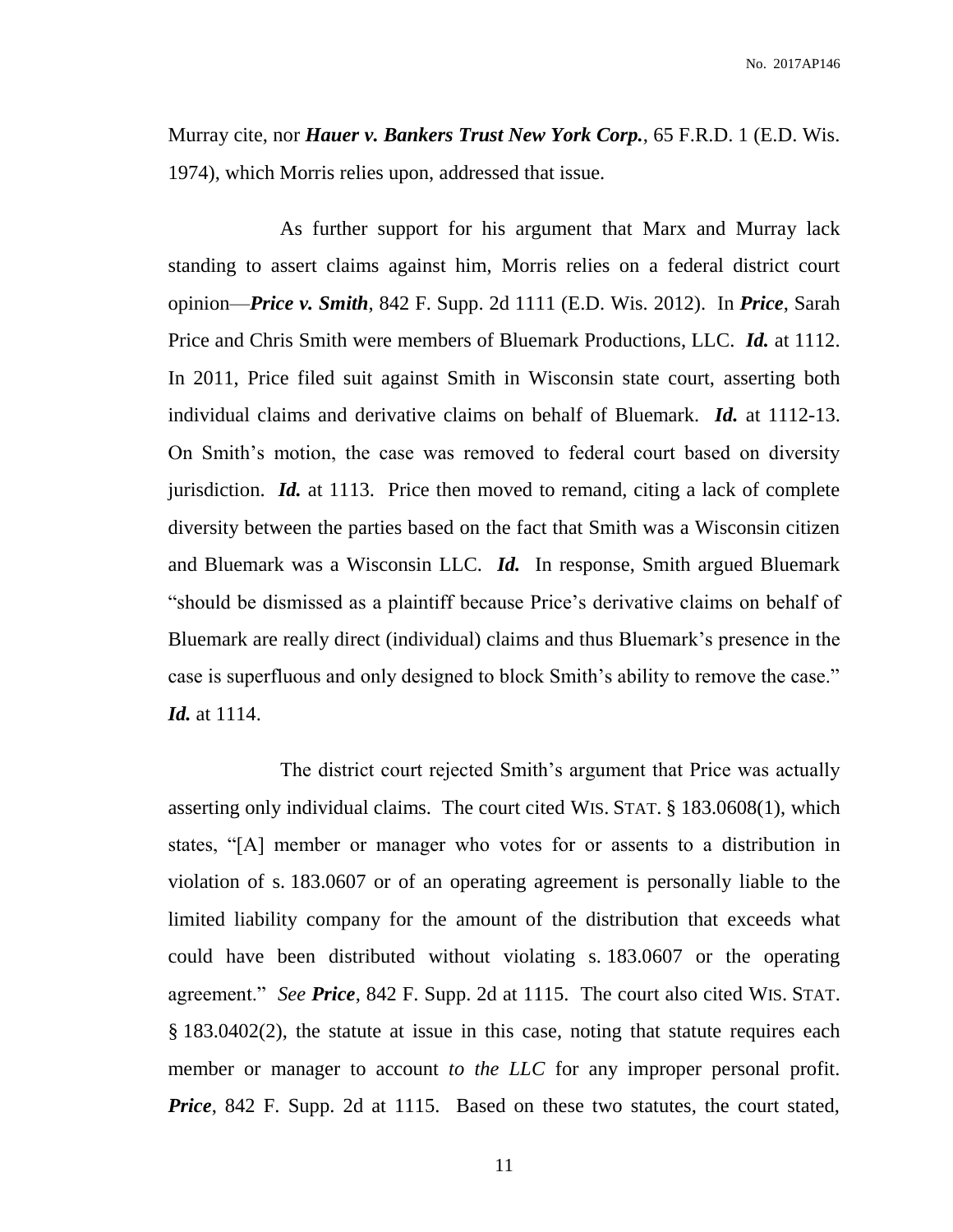Murray cite, nor ***Hauer v. Bankers Trust New York Corp.***, 65 F.R.D. 1 (E.D. Wis. 1974), which Morris relies upon, addressed that issue.

As further support for his argument that Marx and Murray lack standing to assert claims against him, Morris relies on a federal district court opinion—***Price v. Smith***, 842 F. Supp. 2d 1111 (E.D. Wis. 2012). In ***Price***, Sarah Price and Chris Smith were members of Bluemark Productions, LLC. ***Id.*** at 1112. In 2011, Price filed suit against Smith in Wisconsin state court, asserting both individual claims and derivative claims on behalf of Bluemark. ***Id.*** at 1112-13. On Smith's motion, the case was removed to federal court based on diversity jurisdiction. ***Id.*** at 1113. Price then moved to remand, citing a lack of complete diversity between the parties based on the fact that Smith was a Wisconsin citizen and Bluemark was a Wisconsin LLC. ***Id.*** In response, Smith argued Bluemark "should be dismissed as a plaintiff because Price's derivative claims on behalf of Bluemark are really direct (individual) claims and thus Bluemark's presence in the case is superfluous and only designed to block Smith's ability to remove the case." ***Id.*** at 1114.

The district court rejected Smith's argument that Price was actually asserting only individual claims. The court cited WIS. STAT. § 183.0608(1), which states, "[A] member or manager who votes for or assents to a distribution in violation of s. 183.0607 or of an operating agreement is personally liable to the limited liability company for the amount of the distribution that exceeds what could have been distributed without violating s. 183.0607 or the operating agreement." *See* ***Price***, 842 F. Supp. 2d at 1115. The court also cited WIS. STAT. § 183.0402(2), the statute at issue in this case, noting that statute requires each member or manager to account *to the LLC* for any improper personal profit. ***Price***, 842 F. Supp. 2d at 1115. Based on these two statutes, the court stated,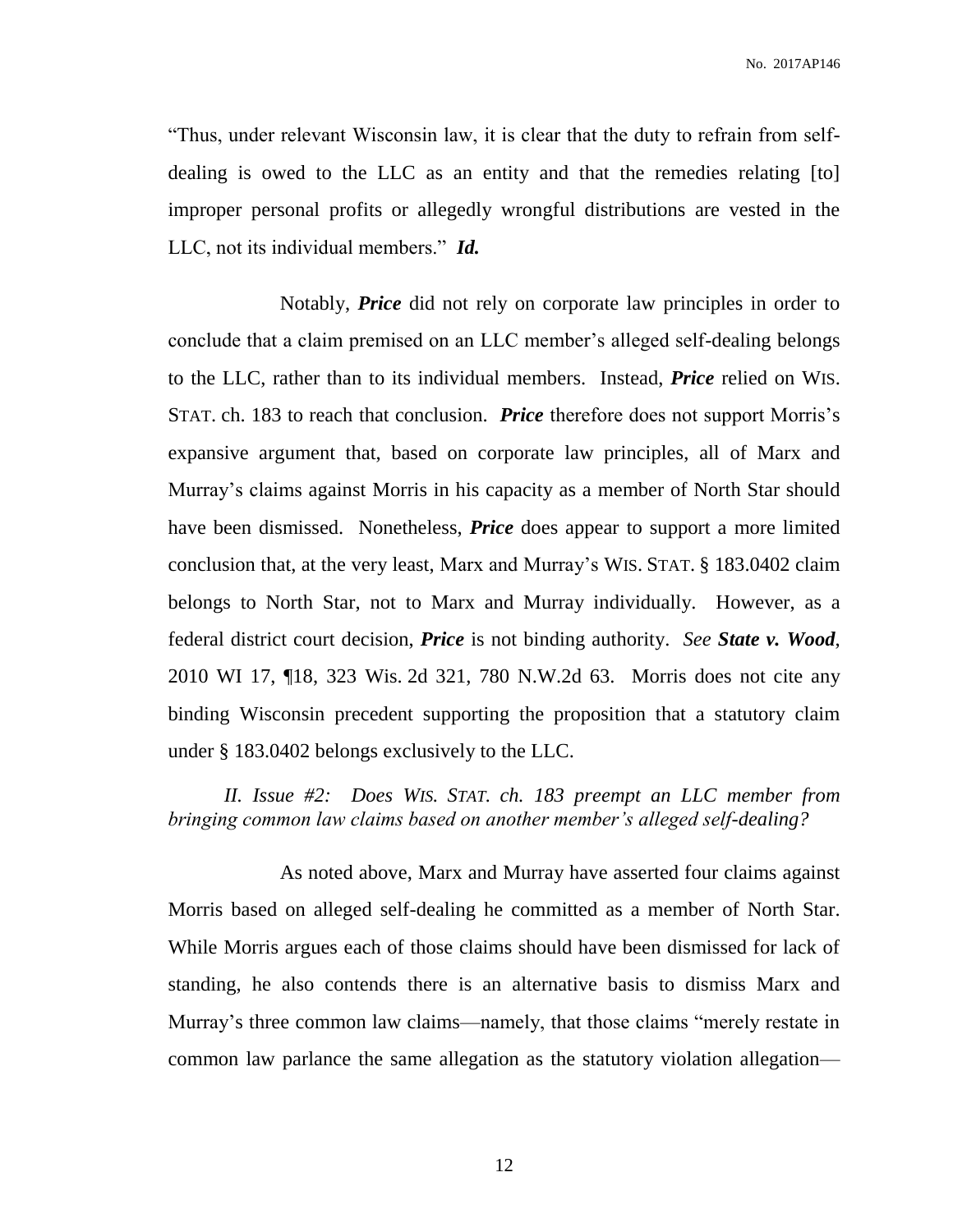"Thus, under relevant Wisconsin law, it is clear that the duty to refrain from self-dealing is owed to the LLC as an entity and that the remedies relating [to] improper personal profits or allegedly wrongful distributions are vested in the LLC, not its individual members." ***Id.***

Notably, ***Price*** did not rely on corporate law principles in order to conclude that a claim premised on an LLC member's alleged self-dealing belongs to the LLC, rather than to its individual members. Instead, ***Price*** relied on WIS. STAT. ch. 183 to reach that conclusion. ***Price*** therefore does not support Morris's expansive argument that, based on corporate law principles, all of Marx and Murray's claims against Morris in his capacity as a member of North Star should have been dismissed. Nonetheless, ***Price*** does appear to support a more limited conclusion that, at the very least, Marx and Murray's WIS. STAT. § 183.0402 claim belongs to North Star, not to Marx and Murray individually. However, as a federal district court decision, ***Price*** is not binding authority. *See* ***State v. Wood***, 2010 WI 17, ¶18, 323 Wis. 2d 321, 780 N.W.2d 63. Morris does not cite any binding Wisconsin precedent supporting the proposition that a statutory claim under § 183.0402 belongs exclusively to the LLC.

*II. Issue #2: Does WIS. STAT. ch. 183 preempt an LLC member from bringing common law claims based on another member's alleged self-dealing?*

As noted above, Marx and Murray have asserted four claims against Morris based on alleged self-dealing he committed as a member of North Star. While Morris argues each of those claims should have been dismissed for lack of standing, he also contends there is an alternative basis to dismiss Marx and Murray's three common law claims—namely, that those claims "merely restate in common law parlance the same allegation as the statutory violation allegation—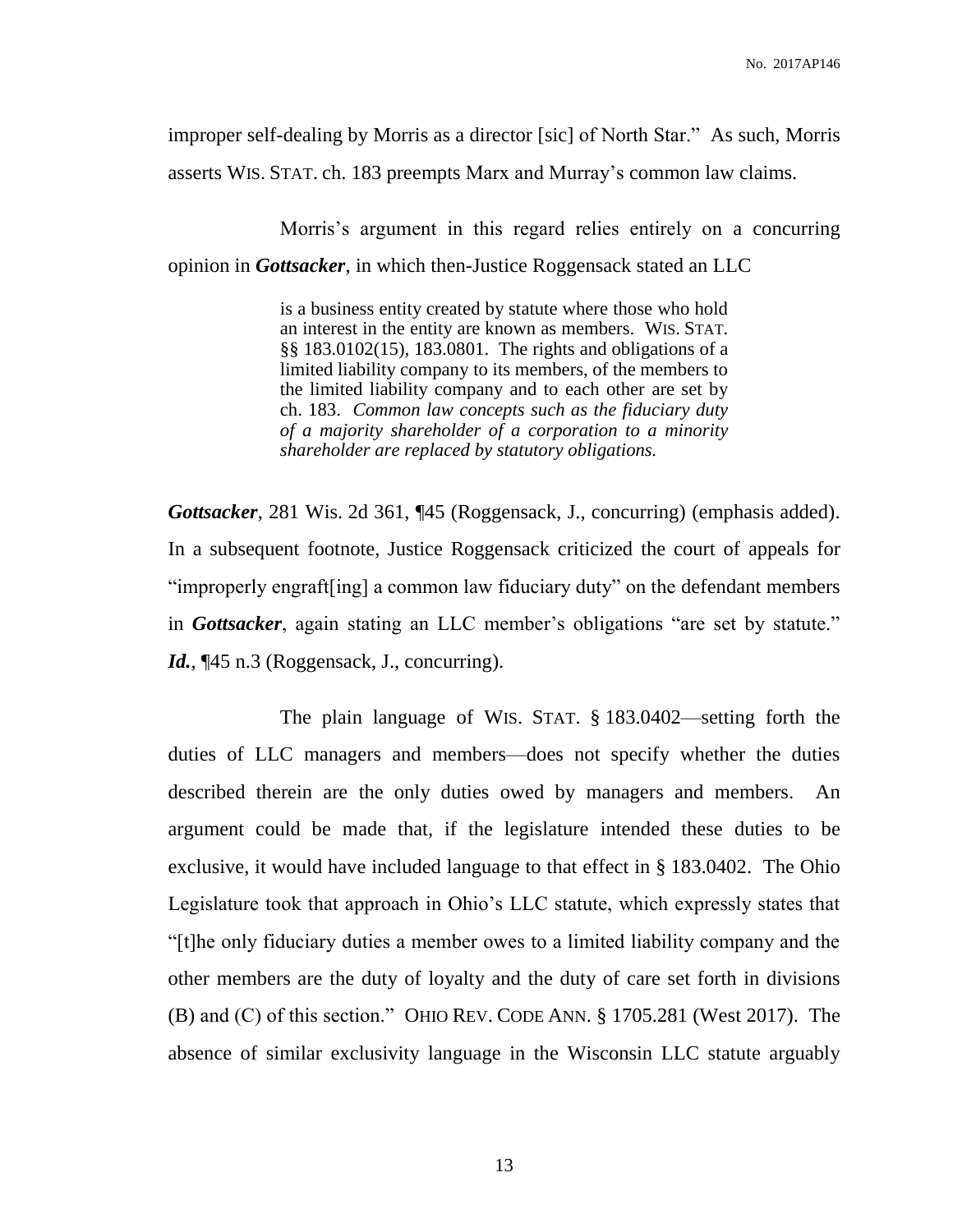improper self-dealing by Morris as a director [sic] of North Star." As such, Morris asserts WIS. STAT. ch. 183 preempts Marx and Murray's common law claims.

Morris's argument in this regard relies entirely on a concurring opinion in ***Gottsacker***, in which then-Justice Roggensack stated an LLC

> is a business entity created by statute where those who hold an interest in the entity are known as members. WIS. STAT. §§ 183.0102(15), 183.0801. The rights and obligations of a limited liability company to its members, of the members to the limited liability company and to each other are set by ch. 183. *Common law concepts such as the fiduciary duty of a majority shareholder of a corporation to a minority shareholder are replaced by statutory obligations.*

***Gottsacker***, 281 Wis. 2d 361, ¶45 (Roggensack, J., concurring) (emphasis added). In a subsequent footnote, Justice Roggensack criticized the court of appeals for "improperly engraft[ing] a common law fiduciary duty" on the defendant members in ***Gottsacker***, again stating an LLC member's obligations "are set by statute." ***Id.***, ¶45 n.3 (Roggensack, J., concurring).

The plain language of WIS. STAT. § 183.0402—setting forth the duties of LLC managers and members—does not specify whether the duties described therein are the only duties owed by managers and members. An argument could be made that, if the legislature intended these duties to be exclusive, it would have included language to that effect in § 183.0402. The Ohio Legislature took that approach in Ohio's LLC statute, which expressly states that "[t]he only fiduciary duties a member owes to a limited liability company and the other members are the duty of loyalty and the duty of care set forth in divisions (B) and (C) of this section." OHIO REV. CODE ANN. § 1705.281 (West 2017). The absence of similar exclusivity language in the Wisconsin LLC statute arguably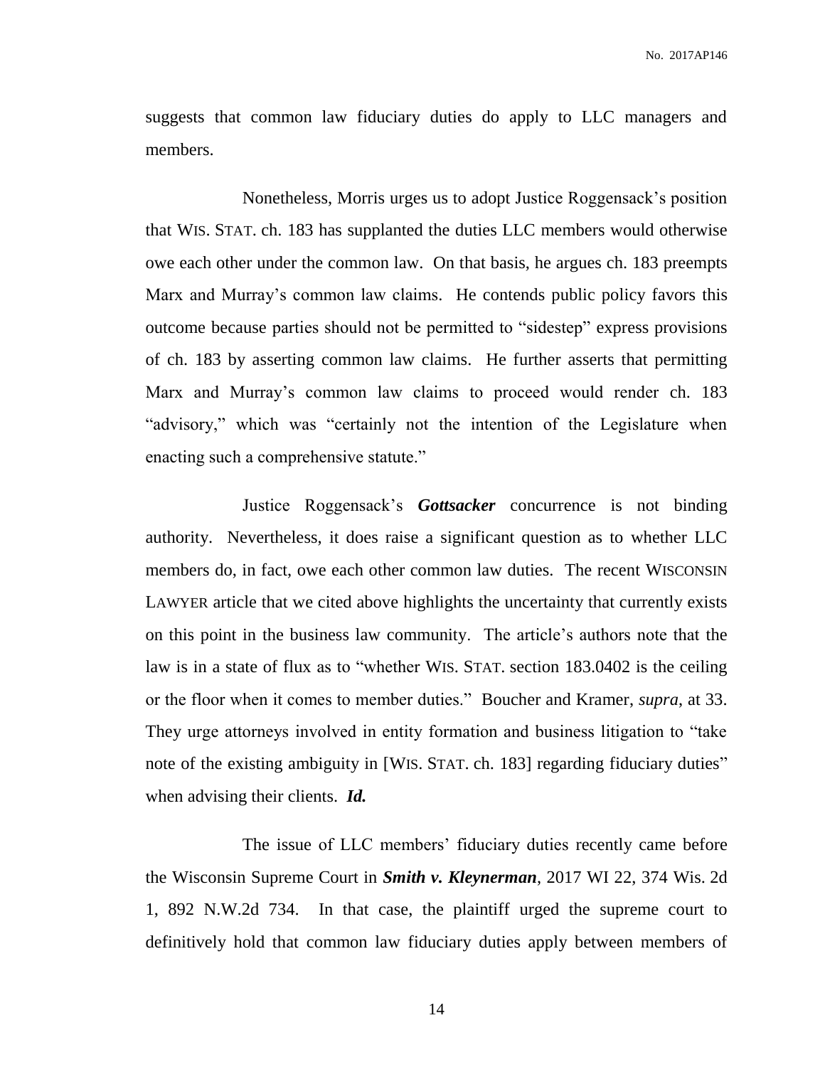suggests that common law fiduciary duties do apply to LLC managers and members.

Nonetheless, Morris urges us to adopt Justice Roggensack's position that WIS. STAT. ch. 183 has supplanted the duties LLC members would otherwise owe each other under the common law. On that basis, he argues ch. 183 preempts Marx and Murray's common law claims. He contends public policy favors this outcome because parties should not be permitted to "sidestep" express provisions of ch. 183 by asserting common law claims. He further asserts that permitting Marx and Murray's common law claims to proceed would render ch. 183 "advisory," which was "certainly not the intention of the Legislature when enacting such a comprehensive statute."

Justice Roggensack's ***Gottsacker*** concurrence is not binding authority. Nevertheless, it does raise a significant question as to whether LLC members do, in fact, owe each other common law duties. The recent WISCONSIN LAWYER article that we cited above highlights the uncertainty that currently exists on this point in the business law community. The article's authors note that the law is in a state of flux as to "whether WIS. STAT. section 183.0402 is the ceiling or the floor when it comes to member duties." Boucher and Kramer, *supra*, at 33. They urge attorneys involved in entity formation and business litigation to "take note of the existing ambiguity in [WIS. STAT. ch. 183] regarding fiduciary duties" when advising their clients. ***Id.***

The issue of LLC members' fiduciary duties recently came before the Wisconsin Supreme Court in ***Smith v. Kleynerman***, 2017 WI 22, 374 Wis. 2d 1, 892 N.W.2d 734. In that case, the plaintiff urged the supreme court to definitively hold that common law fiduciary duties apply between members of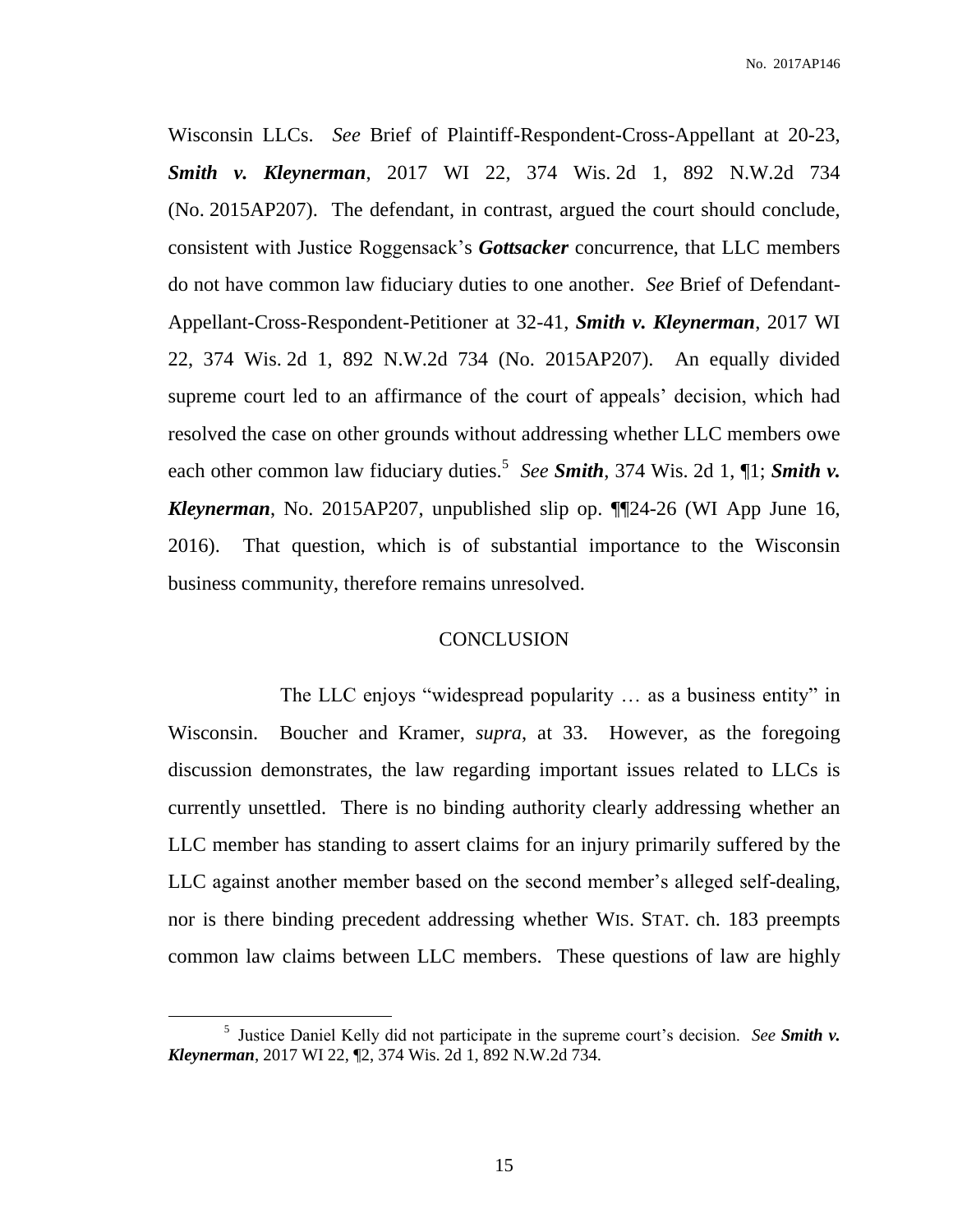Wisconsin LLCs. *See* Brief of Plaintiff-Respondent-Cross-Appellant at 20-23, ***Smith v. Kleynerman***, 2017 WI 22, 374 Wis. 2d 1, 892 N.W.2d 734 (No. 2015AP207). The defendant, in contrast, argued the court should conclude, consistent with Justice Roggensack's ***Gottsacker*** concurrence, that LLC members do not have common law fiduciary duties to one another. *See* Brief of Defendant-Appellant-Cross-Respondent-Petitioner at 32-41, ***Smith v. Kleynerman***, 2017 WI 22, 374 Wis. 2d 1, 892 N.W.2d 734 (No. 2015AP207). An equally divided supreme court led to an affirmance of the court of appeals' decision, which had resolved the case on other grounds without addressing whether LLC members owe each other common law fiduciary duties.[5] *See* ***Smith***, 374 Wis. 2d 1, ¶1; ***Smith v. Kleynerman***, No. 2015AP207, unpublished slip op. ¶¶24-26 (WI App June 16, 2016). That question, which is of substantial importance to the Wisconsin business community, therefore remains unresolved.

## CONCLUSION

The LLC enjoys "widespread popularity … as a business entity" in Wisconsin. Boucher and Kramer, *supra*, at 33. However, as the foregoing discussion demonstrates, the law regarding important issues related to LLCs is currently unsettled. There is no binding authority clearly addressing whether an LLC member has standing to assert claims for an injury primarily suffered by the LLC against another member based on the second member's alleged self-dealing, nor is there binding precedent addressing whether WIS. STAT. ch. 183 preempts common law claims between LLC members. These questions of law are highly

---

[5] Justice Daniel Kelly did not participate in the supreme court's decision. *See* ***Smith v. Kleynerman***, 2017 WI 22, ¶2, 374 Wis. 2d 1, 892 N.W.2d 734.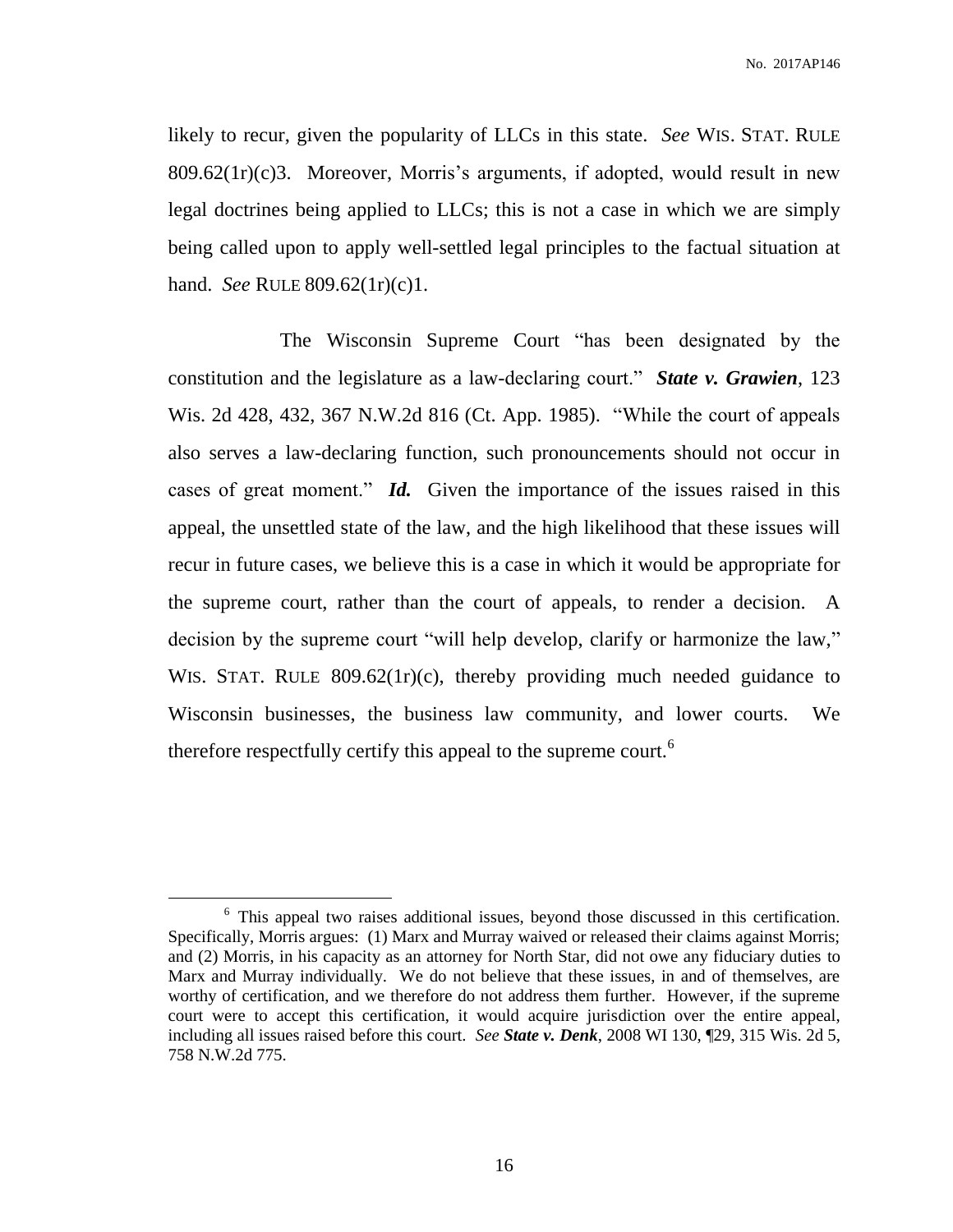likely to recur, given the popularity of LLCs in this state. *See* WIS. STAT. RULE 809.62(1r)(c)3. Moreover, Morris's arguments, if adopted, would result in new legal doctrines being applied to LLCs; this is not a case in which we are simply being called upon to apply well-settled legal principles to the factual situation at hand. *See* RULE 809.62(1r)(c)1.

The Wisconsin Supreme Court "has been designated by the constitution and the legislature as a law-declaring court." ***State v. Grawien***, 123 Wis. 2d 428, 432, 367 N.W.2d 816 (Ct. App. 1985). "While the court of appeals also serves a law-declaring function, such pronouncements should not occur in cases of great moment." ***Id.*** Given the importance of the issues raised in this appeal, the unsettled state of the law, and the high likelihood that these issues will recur in future cases, we believe this is a case in which it would be appropriate for the supreme court, rather than the court of appeals, to render a decision. A decision by the supreme court "will help develop, clarify or harmonize the law," WIS. STAT. RULE 809.62(1r)(c), thereby providing much needed guidance to Wisconsin businesses, the business law community, and lower courts. We therefore respectfully certify this appeal to the supreme court.[6]

---

[6] This appeal two raises additional issues, beyond those discussed in this certification. Specifically, Morris argues: (1) Marx and Murray waived or released their claims against Morris; and (2) Morris, in his capacity as an attorney for North Star, did not owe any fiduciary duties to Marx and Murray individually. We do not believe that these issues, in and of themselves, are worthy of certification, and we therefore do not address them further. However, if the supreme court were to accept this certification, it would acquire jurisdiction over the entire appeal, including all issues raised before this court. *See* ***State v. Denk***, 2008 WI 130, ¶29, 315 Wis. 2d 5, 758 N.W.2d 775.